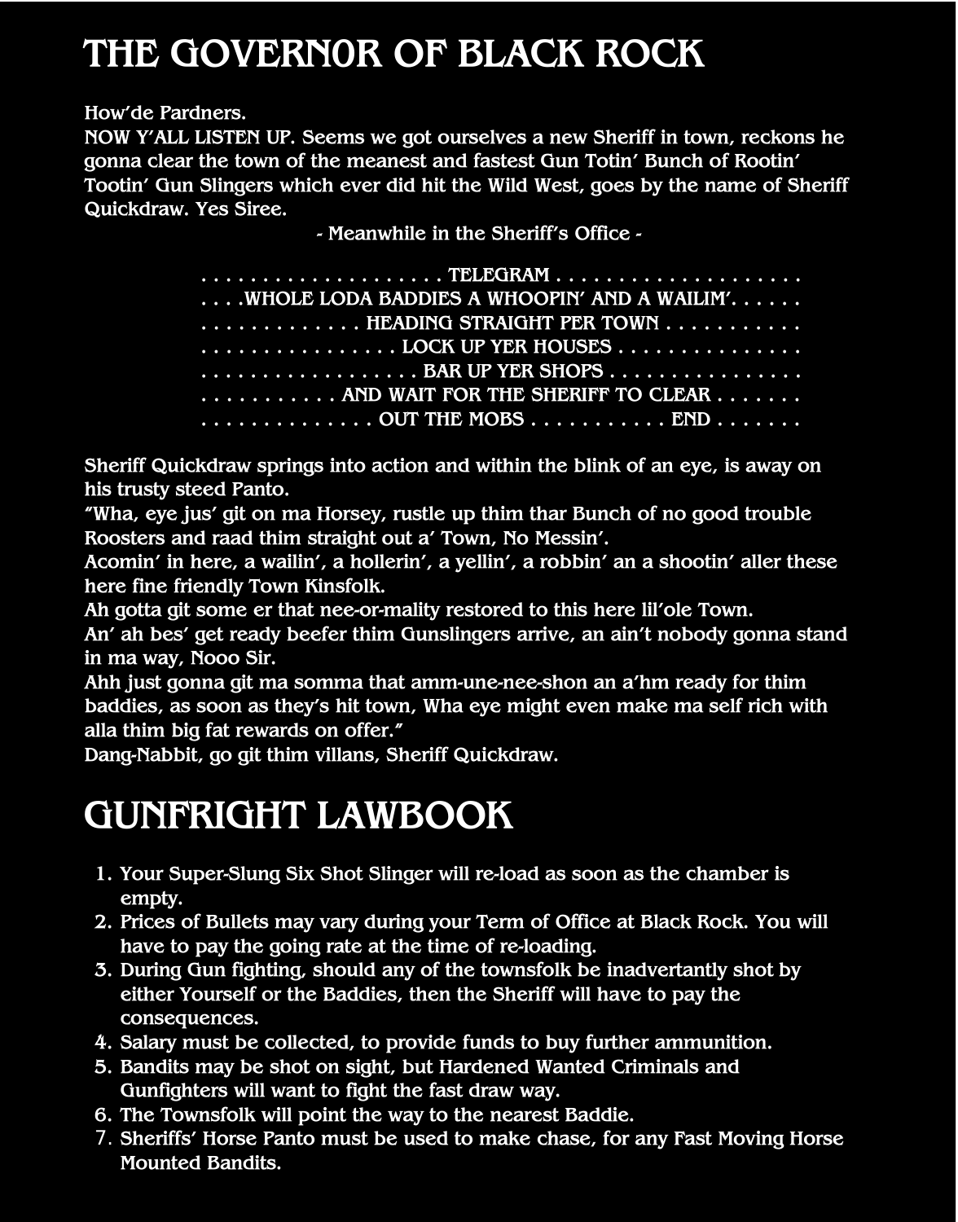# THE GOVERNOR OF BLACK ROCK

How'de Pardners.
NOW Y'ALL LISTEN UP. Seems we got ourselves a new Sheriff in town, reckons he gonna clear the town of the meanest and fastest Gun Totin' Bunch of Rootin' Tootin' Gun Slingers which ever did hit the Wild West, goes by the name of Sheriff Quickdraw. Yes Siree.

- Meanwhile in the Sheriff's Office -

. . . . . . . . . . . . . . . . . . . . TELEGRAM . . . . . . . . . . . . . . . . . . . .
. . . .WHOLE LODA BADDIES A WHOOPIN' AND A WAILIM'. . . . . .
. . . . . . . . . . . . . HEADING STRAIGHT PER TOWN . . . . . . . . . . .
. . . . . . . . . . . . . . . . LOCK UP YER HOUSES . . . . . . . . . . . . . . .
. . . . . . . . . . . . . . . . . . BAR UP YER SHOPS . . . . . . . . . . . . . . . . .
. . . . . . . . . . . AND WAIT FOR THE SHERIFF TO CLEAR . . . . . . .
. . . . . . . . . . . . . . OUT THE MOBS . . . . . . . . . . . END . . . . . . .

Sheriff Quickdraw springs into action and within the blink of an eye, is away on his trusty steed Panto.
"Wha, eye jus' git on ma Horsey, rustle up thim thar Bunch of no good trouble Roosters and raad thim straight out a' Town, No Messin'.
Acomin' in here, a wailin', a hollerin', a yellin', a robbin' an a shootin' aller these here fine friendly Town Kinsfolk.
Ah gotta git some er that nee-or-mality restored to this here lil'ole Town.
An' ah bes' get ready beefer thim Gunslingers arrive, an ain't nobody gonna stand in ma way, Nooo Sir.
Ahh just gonna git ma somma that amm-une-nee-shon an a'hm ready for thim baddies, as soon as they's hit town, Wha eye might even make ma self rich with alla thim big fat rewards on offer."
Dang-Nabbit, go git thim villans, Sheriff Quickdraw.

# GUNFRIGHT LAWBOOK

1. Your Super-Slung Six Shot Slinger will re-load as soon as the chamber is empty.
2. Prices of Bullets may vary during your Term of Office at Black Rock. You will have to pay the going rate at the time of re-loading.
3. During Gun fighting, should any of the townsfolk be inadvertantly shot by either Yourself or the Baddies, then the Sheriff will have to pay the consequences.
4. Salary must be collected, to provide funds to buy further ammunition.
5. Bandits may be shot on sight, but Hardened Wanted Criminals and Gunfighters will want to fight the fast draw way.
6. The Townsfolk will point the way to the nearest Baddie.
7. Sheriffs' Horse Panto must be used to make chase, for any Fast Moving Horse Mounted Bandits.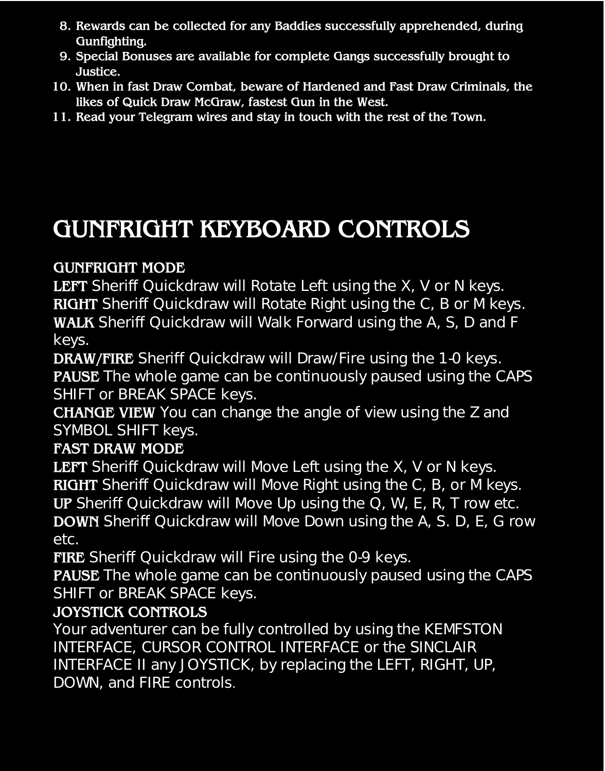8. Rewards can be collected for any Baddies successfully apprehended, during Gunfighting.
9. Special Bonuses are available for complete Gangs successfully brought to Justice.
10. When in fast Draw Combat, beware of Hardened and Fast Draw Criminals, the likes of Quick Draw McGraw, fastest Gun in the West.
11. Read your Telegram wires and stay in touch with the rest of the Town.

# GUNFRIGHT KEYBOARD CONTROLS

### GUNFRIGHT MODE

**LEFT** Sheriff Quickdraw will Rotate Left using the X, V or N keys.
**RIGHT** Sheriff Quickdraw will Rotate Right using the C, B or M keys.
**WALK** Sheriff Quickdraw will Walk Forward using the A, S, D and F keys.
**DRAW/FIRE** Sheriff Quickdraw will Draw/Fire using the 1-0 keys.
**PAUSE** The whole game can be continuously paused using the CAPS SHIFT or BREAK SPACE keys.
**CHANGE VIEW** You can change the angle of view using the Z and SYMBOL SHIFT keys.

### FAST DRAW MODE

**LEFT** Sheriff Quickdraw will Move Left using the X, V or N keys.
**RIGHT** Sheriff Quickdraw will Move Right using the C, B, or M keys.
**UP** Sheriff Quickdraw will Move Up using the Q, W, E, R, T row etc.
**DOWN** Sheriff Quickdraw will Move Down using the A, S. D, E, G row etc.
**FIRE** Sheriff Quickdraw will Fire using the 0-9 keys.
**PAUSE** The whole game can be continuously paused using the CAPS SHIFT or BREAK SPACE keys.

### JOYSTICK CONTROLS

Your adventurer can be fully controlled by using the KEMFSTON INTERFACE, CURSOR CONTROL INTERFACE or the SINCLAIR INTERFACE II any JOYSTICK, by replacing the LEFT, RIGHT, UP, DOWN, and FIRE controls.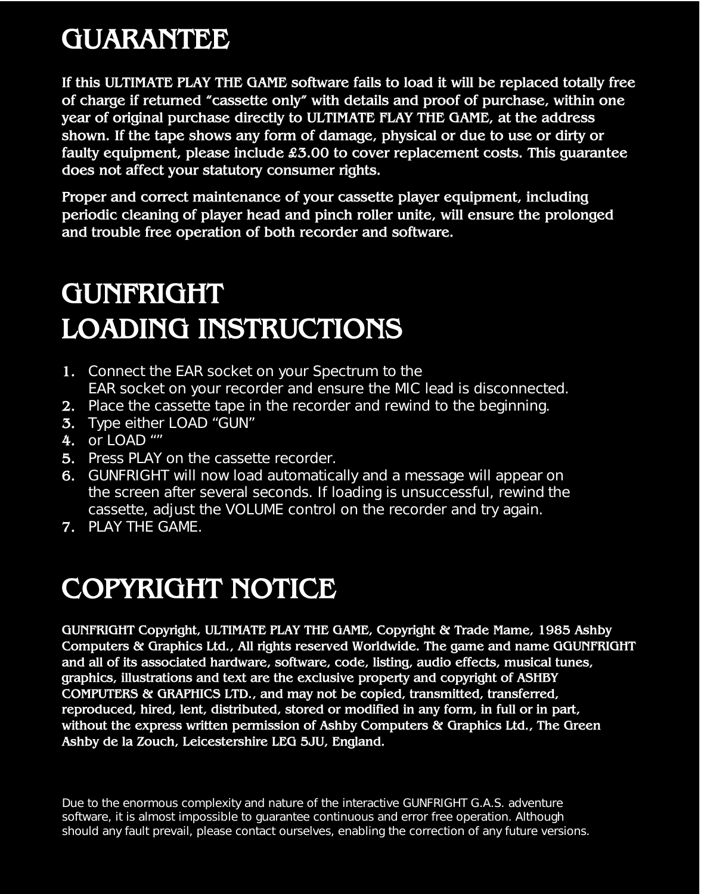# GUARANTEE

If this ULTIMATE PLAY THE GAME software fails to load it will be replaced totally free of charge if returned "cassette only" with details and proof of purchase, within one year of original purchase directly to ULTIMATE FLAY THE GAME, at the address shown. If the tape shows any form of damage, physical or due to use or dirty or faulty equipment, please include £3.00 to cover replacement costs. This guarantee does not affect your statutory consumer rights.

Proper and correct maintenance of your cassette player equipment, including periodic cleaning of player head and pinch roller unite, will ensure the prolonged and trouble free operation of both recorder and software.

# GUNFRIGHT LOADING INSTRUCTIONS

1. Connect the EAR socket on your Spectrum to the EAR socket on your recorder and ensure the MIC lead is disconnected.
2. Place the cassette tape in the recorder and rewind to the beginning.
3. Type either LOAD "GUN"
4. or LOAD ""
5. Press PLAY on the cassette recorder.
6. GUNFRIGHT will now load automatically and a message will appear on the screen after several seconds. If loading is unsuccessful, rewind the cassette, adjust the VOLUME control on the recorder and try again.
7. PLAY THE GAME.

# COPYRIGHT NOTICE

GUNFRIGHT Copyright, ULTIMATE PLAY THE GAME, Copyright & Trade Mame, 1985 Ashby Computers & Graphics Ltd., All rights reserved Worldwide. The game and name GGUNFRIGHT and all of its associated hardware, software, code, listing, audio effects, musical tunes, graphics, illustrations and text are the exclusive property and copyright of ASHBY COMPUTERS & GRAPHICS LTD., and may not be copied, transmitted, transferred, reproduced, hired, lent, distributed, stored or modified in any form, in full or in part, without the express written permission of Ashby Computers & Graphics Ltd., The Green Ashby de la Zouch, Leicestershire LEG 5JU, England.

Due to the enormous complexity and nature of the interactive GUNFRIGHT G.A.S. adventure software, it is almost impossible to guarantee continuous and error free operation. Although should any fault prevail, please contact ourselves, enabling the correction of any future versions.